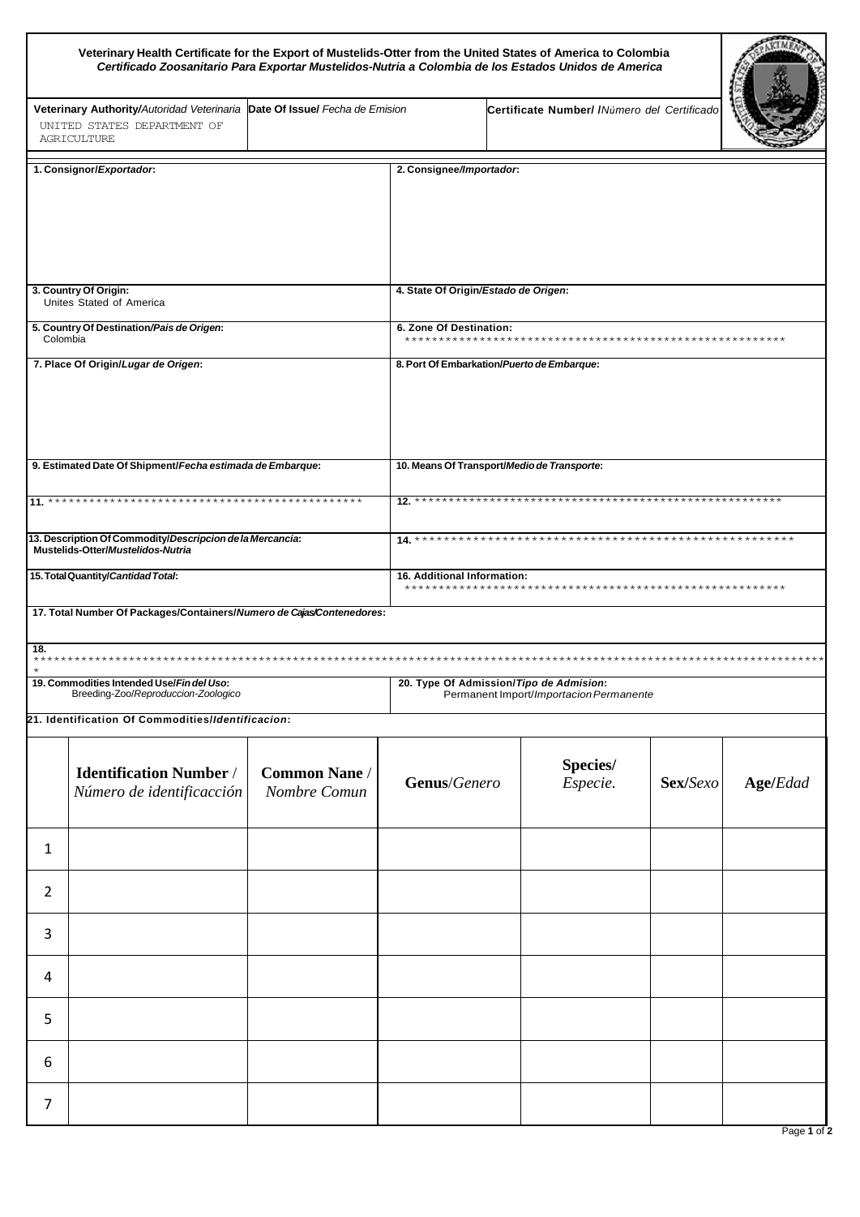# Veterinary Health Certificate for the Export of Mustelids-Otter from the United States of America to Colombia
## *Certificado Zoosanitario Para Exportar Mustelidos-Nutria a Colombia de los Estados Unidos de America*

| **Veterinary Authority/***Autoridad Veterinaria* | **Date Of Issue/** *Fecha de Emision* | **Certificate Number/** *Número del Certificado* |
|---|---|---|
| UNITED STATES DEPARTMENT OF AGRICULTURE | | |

| | |
|---|---|
| **1. Consignor/*Exportador*:** | **2. Consignee/*Importador*:** |
| **3. Country Of Origin:** Unites Stated of America | **4. State Of Origin/*Estado de Origen*:** |
| **5. Country Of Destination/*Pais de Origen*:** Colombia | **6. Zone Of Destination:** ********************************************************* |
| **7. Place Of Origin/*Lugar de Origen*:** | **8. Port Of Embarkation/*Puerto de Embarque*:** |
| **9. Estimated Date Of Shipment/*Fecha estimada de Embarque*:** | **10. Means Of Transport/*Medio de Transporte*:** |
| **11.** ************************************************ | **12.** ********************************************************* |
| **13. Description Of Commodity/*Descripcion de la Mercancia*:** Mustelids-Otter/*Mustelidos-Nutria* | **14.** ******************************************************* |
| **15. Total Quantity/*Cantidad Total*:** | **16. Additional Information:** ********************************************************* |

**17. Total Number Of Packages/Containers/*Numero de Cajas/Contenedores*:**

**18.** *****************************************************************************************************************

| | |
|---|---|
| **19. Commodities Intended Use/*Fin del Uso*:** Breeding-Zoo/*Reproduccion-Zoologico* | **20. Type Of Admission/*Tipo de Admision*:** Permanent Import/*Importacion Permanente* |

**21. Identification Of Commodities/*Identificacion*:**

| | **Identification Number** / *Número de identificacción* | **Common Nane** / *Nombre Comun* | **Genus**/*Genero* | **Species**/ *Especie.* | **Sex**/*Sexo* | **Age**/*Edad* |
|---|---|---|---|---|---|---|
| 1 | | | | | | |
| 2 | | | | | | |
| 3 | | | | | | |
| 4 | | | | | | |
| 5 | | | | | | |
| 6 | | | | | | |
| 7 | | | | | | |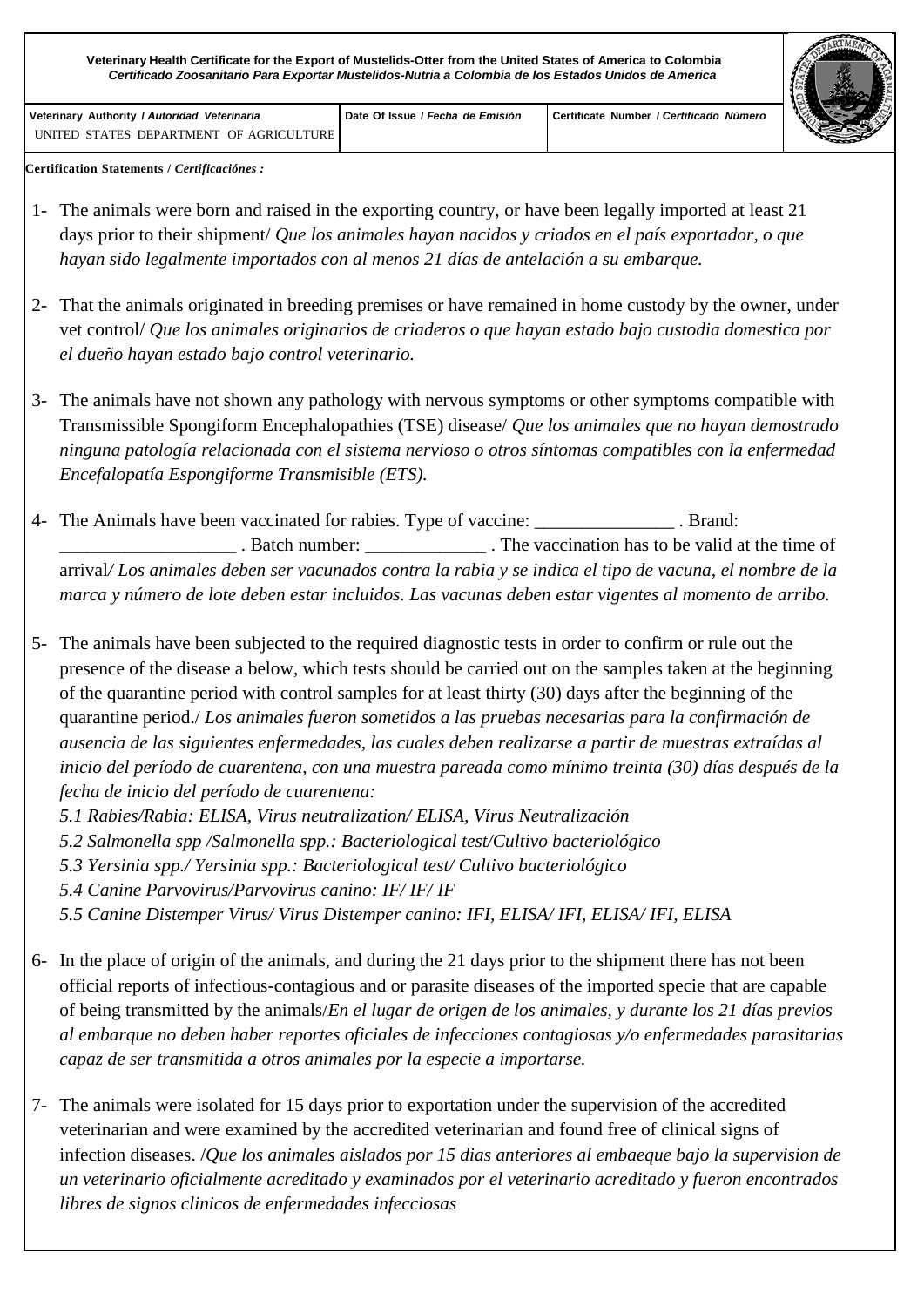**Veterinary Health Certificate for the Export of Mustelids-Otter from the United States of America to Colombia**
***Certificado Zoosanitario Para Exportar Mustelidos-Nutria a Colombia de los Estados Unidos de America***

| Veterinary Authority / *Autoridad Veterinaria* | Date Of Issue / *Fecha de Emisión* | Certificate Number / *Certificado Número* |
|---|---|---|
| UNITED STATES DEPARTMENT OF AGRICULTURE | | |

**Certification Statements /** ***Certificaciónes :***

1- The animals were born and raised in the exporting country, or have been legally imported at least 21 days prior to their shipment/ *Que los animales hayan nacidos y criados en el país exportador, o que hayan sido legalmente importados con al menos 21 días de antelación a su embarque.*

2- That the animals originated in breeding premises or have remained in home custody by the owner, under vet control/ *Que los animales originarios de criaderos o que hayan estado bajo custodia domestica por el dueño hayan estado bajo control veterinario.*

3- The animals have not shown any pathology with nervous symptoms or other symptoms compatible with Transmissible Spongiform Encephalopathies (TSE) disease/ *Que los animales que no hayan demostrado ninguna patología relacionada con el sistema nervioso o otros síntomas compatibles con la enfermedad Encefalopatía Espongiforme Transmisible (ETS).*

4- The Animals have been vaccinated for rabies. Type of vaccine: _______________ . Brand: ___________________ . Batch number: _____________ . The vaccination has to be valid at the time of arrival*/ Los animales deben ser vacunados contra la rabia y se indica el tipo de vacuna, el nombre de la marca y número de lote deben estar incluidos. Las vacunas deben estar vigentes al momento de arribo.*

5- The animals have been subjected to the required diagnostic tests in order to confirm or rule out the presence of the disease a below, which tests should be carried out on the samples taken at the beginning of the quarantine period with control samples for at least thirty (30) days after the beginning of the quarantine period./ *Los animales fueron sometidos a las pruebas necesarias para la confirmación de ausencia de las siguientes enfermedades, las cuales deben realizarse a partir de muestras extraídas al inicio del período de cuarentena, con una muestra pareada como mínimo treinta (30) días después de la fecha de inicio del período de cuarentena:*
*5.1 Rabies/Rabia: ELISA, Virus neutralization/ ELISA, Vírus Neutralización*
*5.2 Salmonella spp /Salmonella spp.: Bacteriological test/Cultivo bacteriológico*
*5.3 Yersinia spp./ Yersinia spp.: Bacteriological test/ Cultivo bacteriológico*
*5.4 Canine Parvovirus/Parvovirus canino: IF/ IF/ IF*
*5.5 Canine Distemper Virus/ Virus Distemper canino: IFI, ELISA/ IFI, ELISA/ IFI, ELISA*

6- In the place of origin of the animals, and during the 21 days prior to the shipment there has not been official reports of infectious-contagious and or parasite diseases of the imported specie that are capable of being transmitted by the animals/*En el lugar de origen de los animales, y durante los 21 días previos al embarque no deben haber reportes oficiales de infecciones contagiosas y/o enfermedades parasitarias capaz de ser transmitida a otros animales por la especie a importarse.*

7- The animals were isolated for 15 days prior to exportation under the supervision of the accredited veterinarian and were examined by the accredited veterinarian and found free of clinical signs of infection diseases. /*Que los animales aislados por 15 dias anteriores al embaeque bajo la supervision de un veterinario oficialmente acreditado y examinados por el veterinario acreditado y fueron encontrados libres de signos clinicos de enfermedades infecciosas*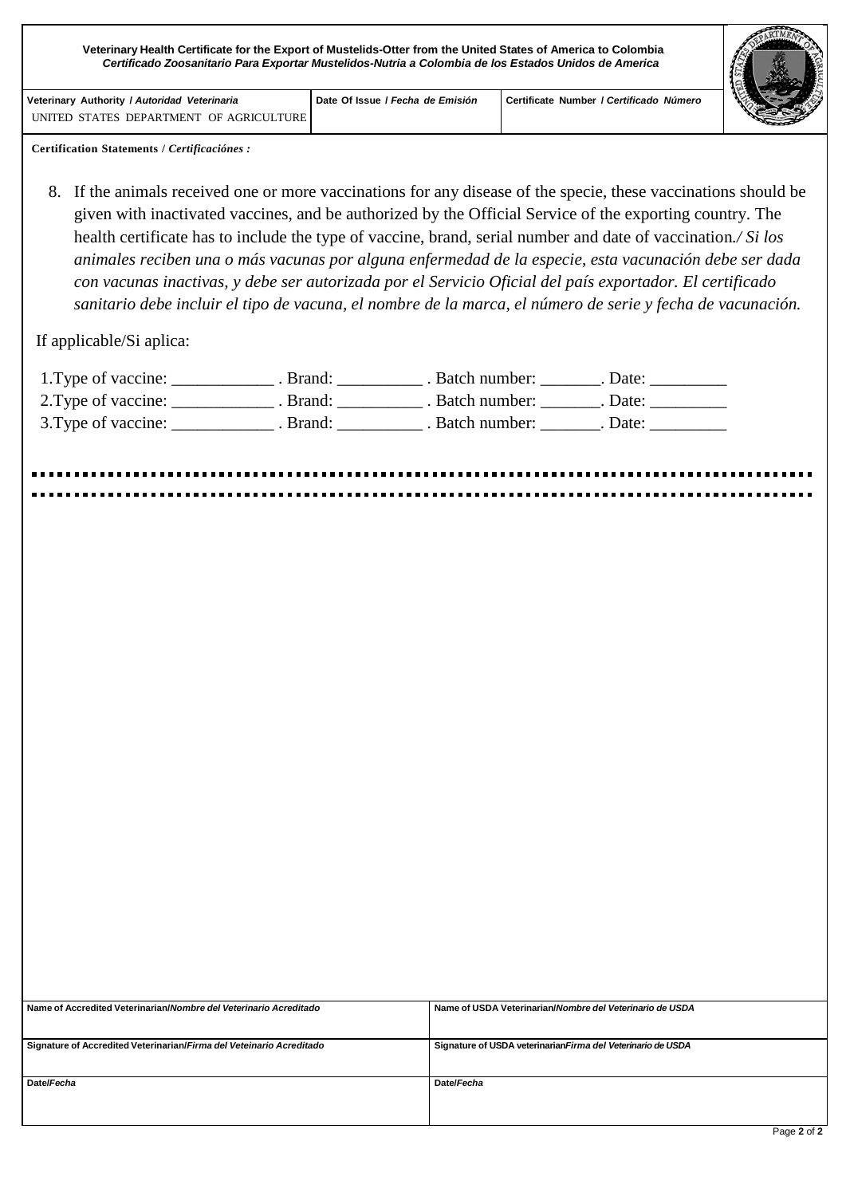**Veterinary Health Certificate for the Export of Mustelids-Otter from the United States of America to Colombia**
***Certificado Zoosanitario Para Exportar Mustelidos-Nutria a Colombia de los Estados Unidos de America***

| Veterinary Authority / *Autoridad Veterinaria* | Date Of Issue / *Fecha de Emisión* | Certificate Number / *Certificado Número* |
|---|---|---|
| UNITED STATES DEPARTMENT OF AGRICULTURE | | |

**Certification Statements / *Certificaciónes :***

8. If the animals received one or more vaccinations for any disease of the specie, these vaccinations should be given with inactivated vaccines, and be authorized by the Official Service of the exporting country. The health certificate has to include the type of vaccine, brand, serial number and date of vaccination./ *Si los animales reciben una o más vacunas por alguna enfermedad de la especie, esta vacunación debe ser dada con vacunas inactivas, y debe ser autorizada por el Servicio Oficial del país exportador. El certificado sanitario debe incluir el tipo de vacuna, el nombre de la marca, el número de serie y fecha de vacunación.*

If applicable/Si aplica:

1.Type of vaccine: ____________ . Brand: __________ . Batch number: _______. Date: _________
2.Type of vaccine: ____________ . Brand: __________ . Batch number: _______. Date: _________
3.Type of vaccine: ____________ . Brand: __________ . Batch number: _______. Date: _________

| | |
|---|---|
| Name of Accredited Veterinarian/*Nombre del Veterinario Acreditado* | Name of USDA Veterinarian/*Nombre del Veterinario de USDA* |
| Signature of Accredited Veterinarian/*Firma del Veteinario Acreditado* | Signature of USDA veterinarian*Firma del Veterinario de USDA* |
| Date/*Fecha* | Date/*Fecha* |